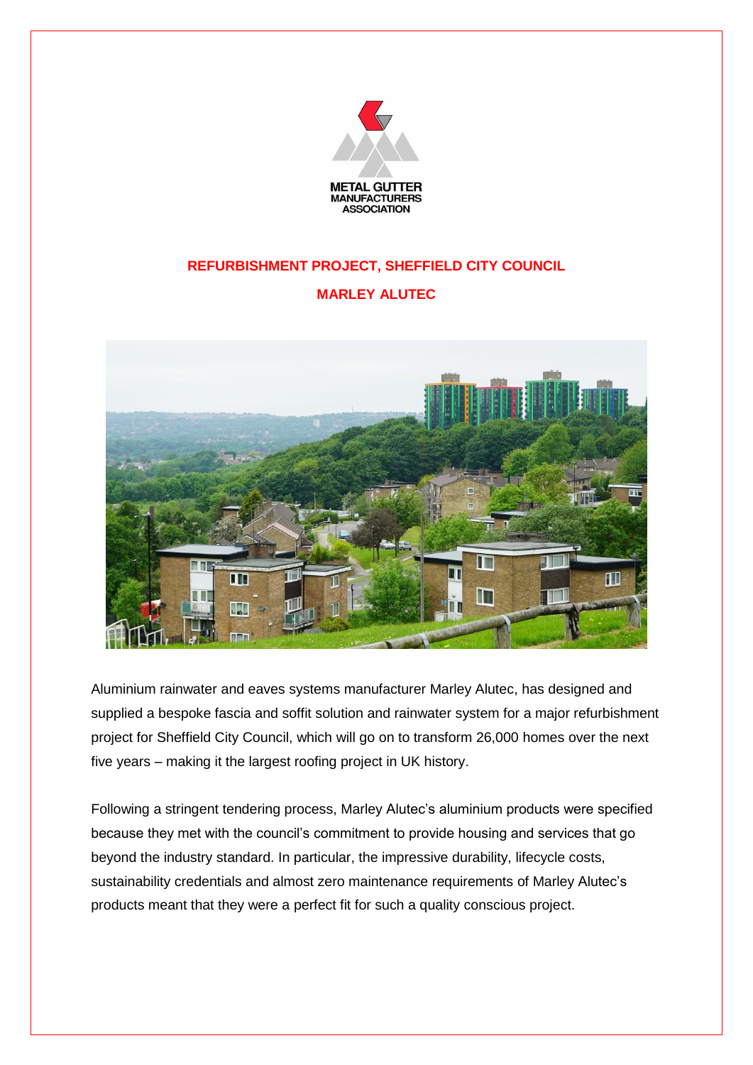METAL GUTTER MANUFACTURERS ASSOCIATION

## REFURBISHMENT PROJECT, SHEFFIELD CITY COUNCIL

## MARLEY ALUTEC

Aluminium rainwater and eaves systems manufacturer Marley Alutec, has designed and supplied a bespoke fascia and soffit solution and rainwater system for a major refurbishment project for Sheffield City Council, which will go on to transform 26,000 homes over the next five years – making it the largest roofing project in UK history.

Following a stringent tendering process, Marley Alutec's aluminium products were specified because they met with the council's commitment to provide housing and services that go beyond the industry standard. In particular, the impressive durability, lifecycle costs, sustainability credentials and almost zero maintenance requirements of Marley Alutec's products meant that they were a perfect fit for such a quality conscious project.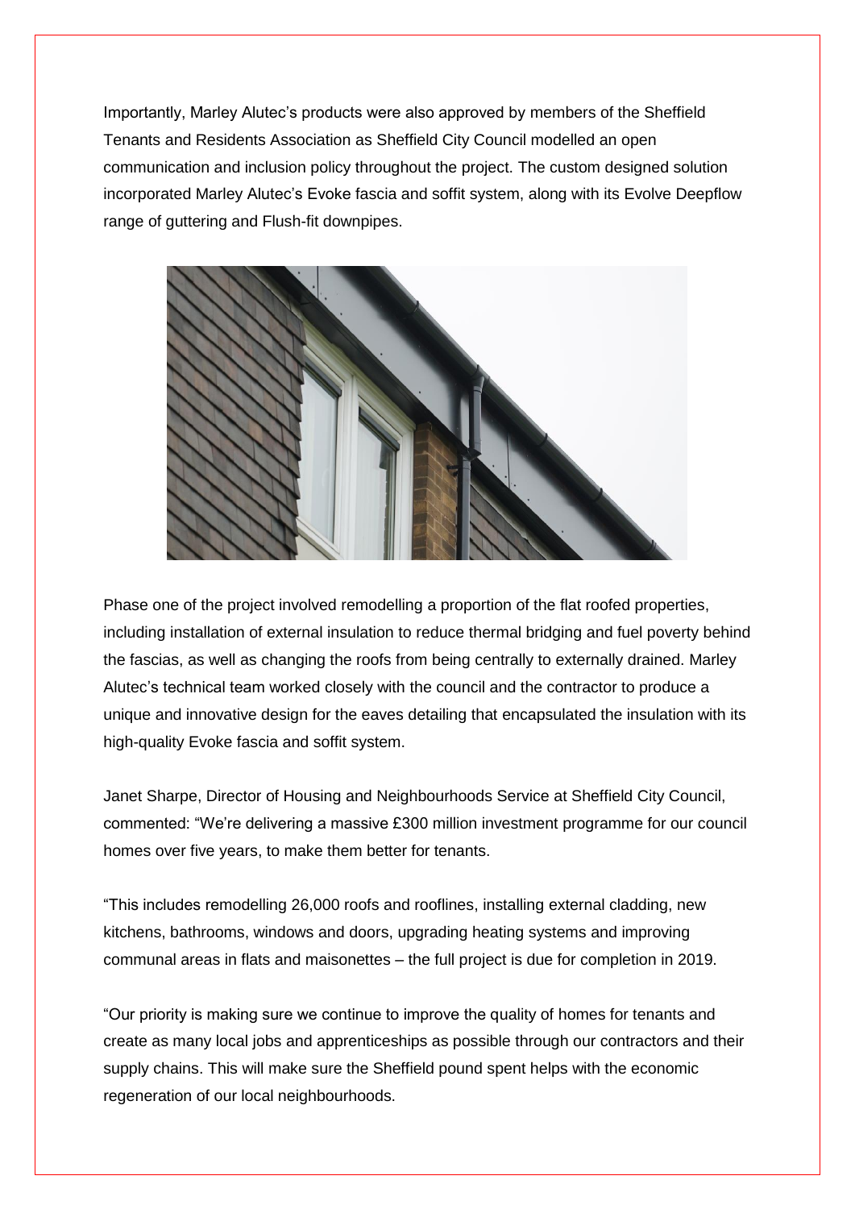Importantly, Marley Alutec's products were also approved by members of the Sheffield Tenants and Residents Association as Sheffield City Council modelled an open communication and inclusion policy throughout the project. The custom designed solution incorporated Marley Alutec's Evoke fascia and soffit system, along with its Evolve Deepflow range of guttering and Flush-fit downpipes.

Phase one of the project involved remodelling a proportion of the flat roofed properties, including installation of external insulation to reduce thermal bridging and fuel poverty behind the fascias, as well as changing the roofs from being centrally to externally drained. Marley Alutec's technical team worked closely with the council and the contractor to produce a unique and innovative design for the eaves detailing that encapsulated the insulation with its high-quality Evoke fascia and soffit system.

Janet Sharpe, Director of Housing and Neighbourhoods Service at Sheffield City Council, commented: "We're delivering a massive £300 million investment programme for our council homes over five years, to make them better for tenants.

"This includes remodelling 26,000 roofs and rooflines, installing external cladding, new kitchens, bathrooms, windows and doors, upgrading heating systems and improving communal areas in flats and maisonettes – the full project is due for completion in 2019.

"Our priority is making sure we continue to improve the quality of homes for tenants and create as many local jobs and apprenticeships as possible through our contractors and their supply chains. This will make sure the Sheffield pound spent helps with the economic regeneration of our local neighbourhoods.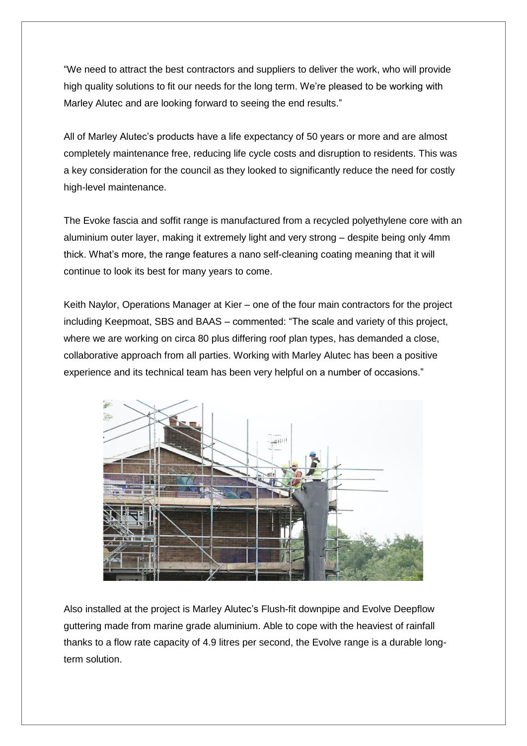"We need to attract the best contractors and suppliers to deliver the work, who will provide high quality solutions to fit our needs for the long term. We're pleased to be working with Marley Alutec and are looking forward to seeing the end results."

All of Marley Alutec's products have a life expectancy of 50 years or more and are almost completely maintenance free, reducing life cycle costs and disruption to residents. This was a key consideration for the council as they looked to significantly reduce the need for costly high-level maintenance.

The Evoke fascia and soffit range is manufactured from a recycled polyethylene core with an aluminium outer layer, making it extremely light and very strong – despite being only 4mm thick. What's more, the range features a nano self-cleaning coating meaning that it will continue to look its best for many years to come.

Keith Naylor, Operations Manager at Kier – one of the four main contractors for the project including Keepmoat, SBS and BAAS – commented: "The scale and variety of this project, where we are working on circa 80 plus differing roof plan types, has demanded a close, collaborative approach from all parties. Working with Marley Alutec has been a positive experience and its technical team has been very helpful on a number of occasions."

Also installed at the project is Marley Alutec's Flush-fit downpipe and Evolve Deepflow guttering made from marine grade aluminium. Able to cope with the heaviest of rainfall thanks to a flow rate capacity of 4.9 litres per second, the Evolve range is a durable long-term solution.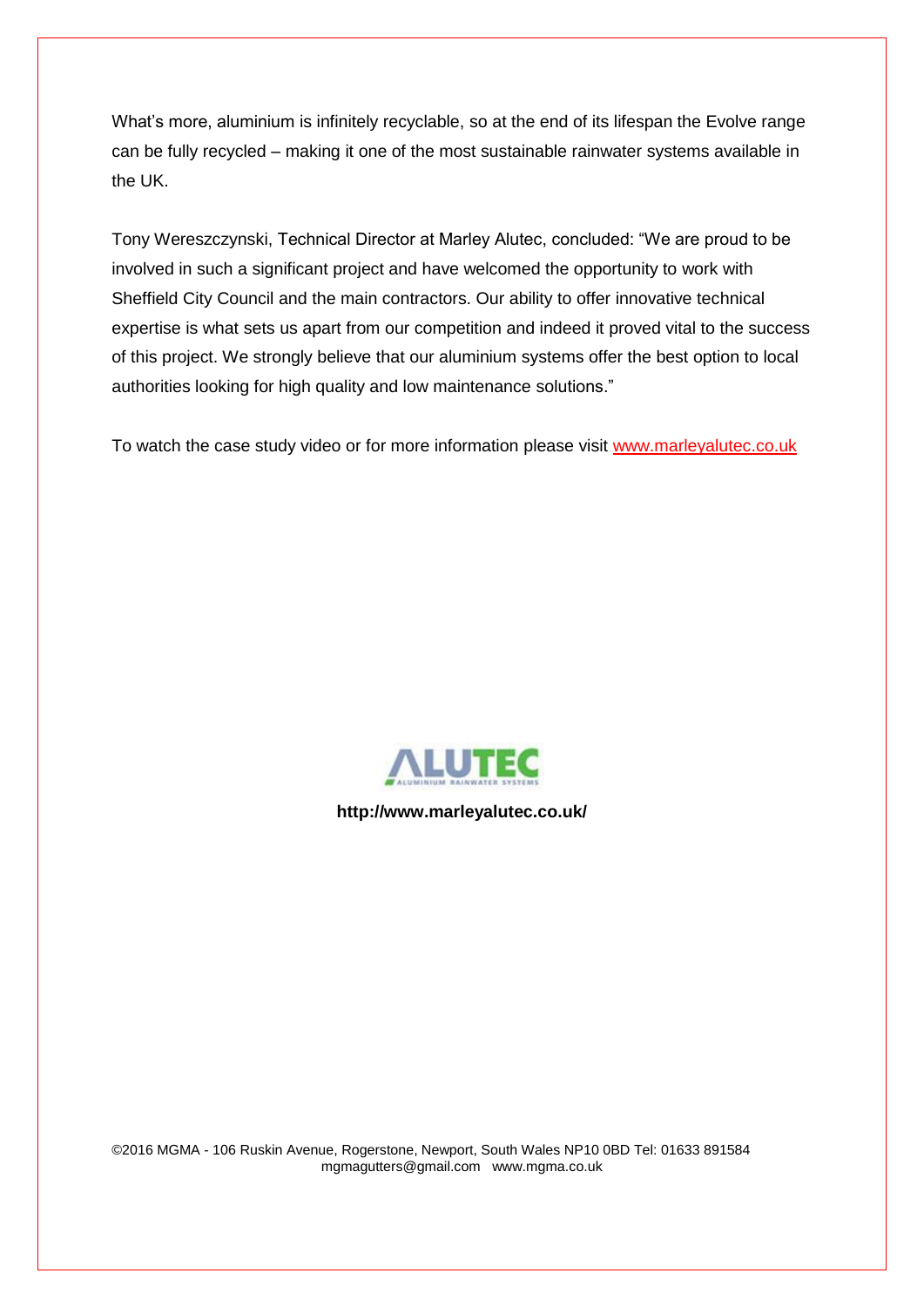What's more, aluminium is infinitely recyclable, so at the end of its lifespan the Evolve range can be fully recycled – making it one of the most sustainable rainwater systems available in the UK.

Tony Wereszczynski, Technical Director at Marley Alutec, concluded: "We are proud to be involved in such a significant project and have welcomed the opportunity to work with Sheffield City Council and the main contractors. Our ability to offer innovative technical expertise is what sets us apart from our competition and indeed it proved vital to the success of this project. We strongly believe that our aluminium systems offer the best option to local authorities looking for high quality and low maintenance solutions."

To watch the case study video or for more information please visit www.marleyalutec.co.uk

ALUTEC
ALUMINIUM RAINWATER SYSTEMS

**http://www.marleyalutec.co.uk/**

©2016 MGMA - 106 Ruskin Avenue, Rogerstone, Newport, South Wales NP10 0BD Tel: 01633 891584
mgmagutters@gmail.com www.mgma.co.uk